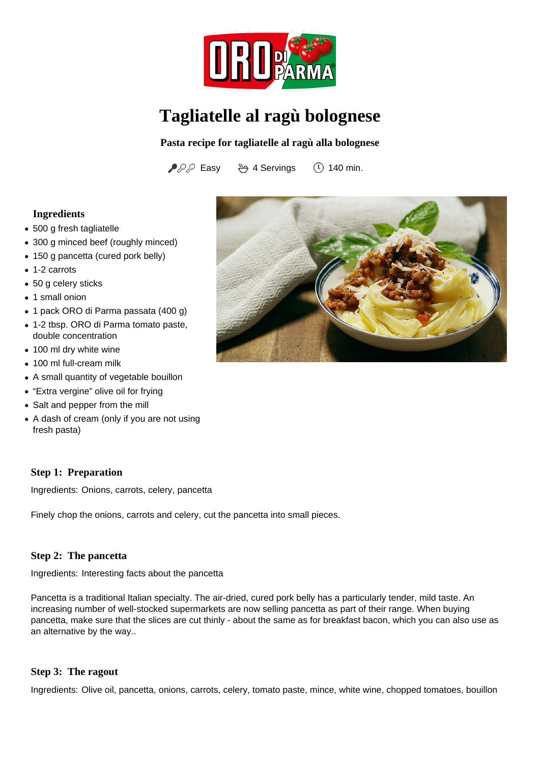# Tagliatelle al ragù bolognese

**Pasta recipe for tagliatelle al ragù alla bolognese**

Easy | 4 Servings | 140 min.

### Ingredients

- 500 g fresh tagliatelle
- 300 g minced beef (roughly minced)
- 150 g pancetta (cured pork belly)
- 1-2 carrots
- 50 g celery sticks
- 1 small onion
- 1 pack ORO di Parma passata (400 g)
- 1-2 tbsp. ORO di Parma tomato paste, double concentration
- 100 ml dry white wine
- 100 ml full-cream milk
- A small quantity of vegetable bouillon
- “Extra vergine” olive oil for frying
- Salt and pepper from the mill
- A dash of cream (only if you are not using fresh pasta)

### Step 1: Preparation

Ingredients: Onions, carrots, celery, pancetta

Finely chop the onions, carrots and celery, cut the pancetta into small pieces.

### Step 2: The pancetta

Ingredients: Interesting facts about the pancetta

Pancetta is a traditional Italian specialty. The air-dried, cured pork belly has a particularly tender, mild taste. An increasing number of well-stocked supermarkets are now selling pancetta as part of their range. When buying pancetta, make sure that the slices are cut thinly - about the same as for breakfast bacon, which you can also use as an alternative by the way..

### Step 3: The ragout

Ingredients: Olive oil, pancetta, onions, carrots, celery, tomato paste, mince, white wine, chopped tomatoes, bouillon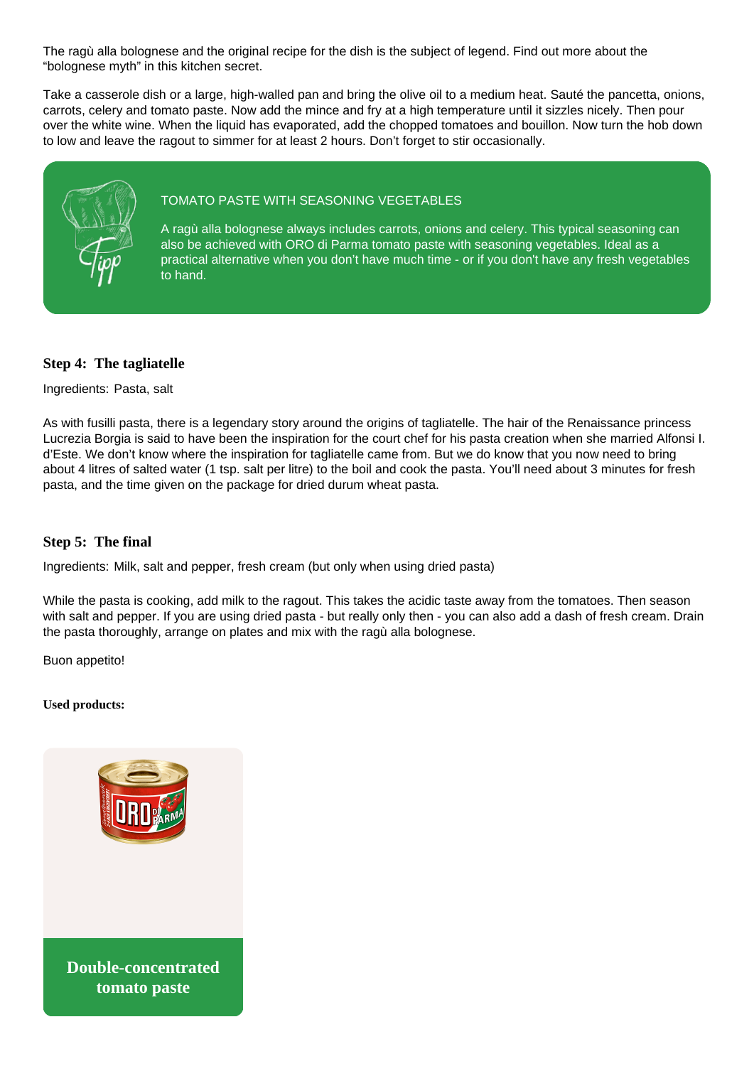The ragù alla bolognese and the original recipe for the dish is the subject of legend. Find out more about the "bolognese myth" in this kitchen secret.

Take a casserole dish or a large, high-walled pan and bring the olive oil to a medium heat. Sauté the pancetta, onions, carrots, celery and tomato paste. Now add the mince and fry at a high temperature until it sizzles nicely. Then pour over the white wine. When the liquid has evaporated, add the chopped tomatoes and bouillon. Now turn the hob down to low and leave the ragout to simmer for at least 2 hours. Don't forget to stir occasionally.

TOMATO PASTE WITH SEASONING VEGETABLES

A ragù alla bolognese always includes carrots, onions and celery. This typical seasoning can also be achieved with ORO di Parma tomato paste with seasoning vegetables. Ideal as a practical alternative when you don't have much time - or if you don't have any fresh vegetables to hand.

### Step 4: The tagliatelle

Ingredients: Pasta, salt

As with fusilli pasta, there is a legendary story around the origins of tagliatelle. The hair of the Renaissance princess Lucrezia Borgia is said to have been the inspiration for the court chef for his pasta creation when she married Alfonsi I. d'Este. We don't know where the inspiration for tagliatelle came from. But we do know that you now need to bring about 4 litres of salted water (1 tsp. salt per litre) to the boil and cook the pasta. You'll need about 3 minutes for fresh pasta, and the time given on the package for dried durum wheat pasta.

### Step 5: The final

Ingredients: Milk, salt and pepper, fresh cream (but only when using dried pasta)

While the pasta is cooking, add milk to the ragout. This takes the acidic taste away from the tomatoes. Then season with salt and pepper. If you are using dried pasta - but really only then - you can also add a dash of fresh cream. Drain the pasta thoroughly, arrange on plates and mix with the ragù alla bolognese.

Buon appetito!

**Used products:**

**Double-concentrated tomato paste**